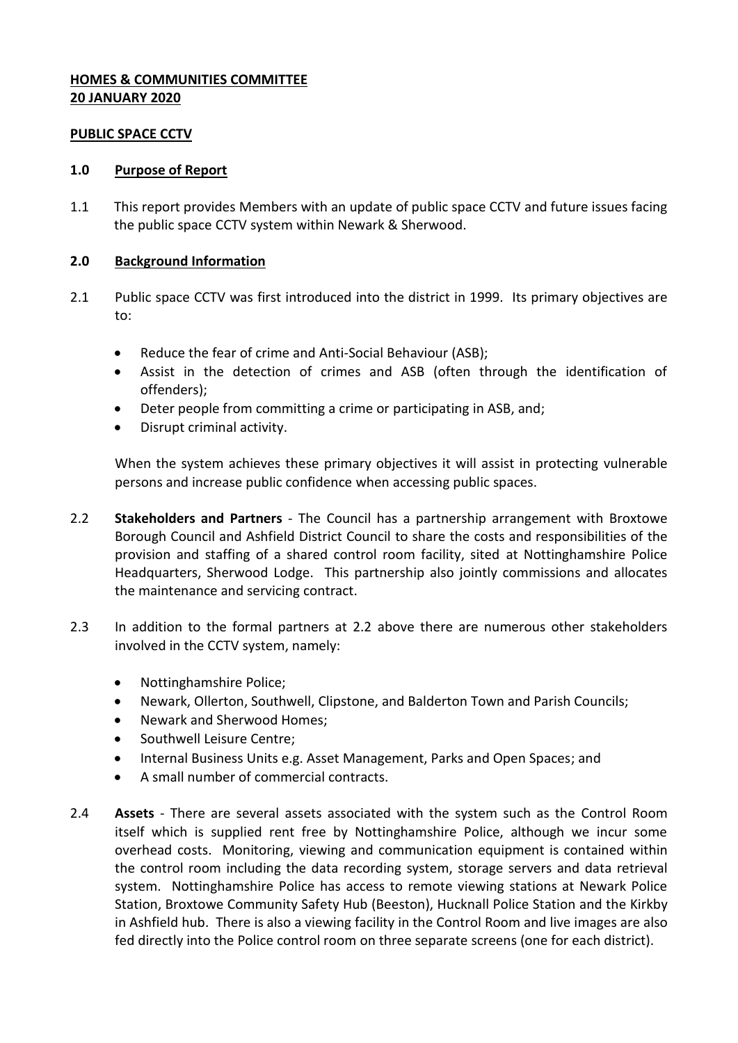**HOMES & COMMUNITIES COMMITTEE**
**20 JANUARY 2020**

**PUBLIC SPACE CCTV**

## 1.0 Purpose of Report

1.1 This report provides Members with an update of public space CCTV and future issues facing the public space CCTV system within Newark & Sherwood.

## 2.0 Background Information

2.1 Public space CCTV was first introduced into the district in 1999. Its primary objectives are to:

- Reduce the fear of crime and Anti-Social Behaviour (ASB);
- Assist in the detection of crimes and ASB (often through the identification of offenders);
- Deter people from committing a crime or participating in ASB, and;
- Disrupt criminal activity.

When the system achieves these primary objectives it will assist in protecting vulnerable persons and increase public confidence when accessing public spaces.

2.2 **Stakeholders and Partners** - The Council has a partnership arrangement with Broxtowe Borough Council and Ashfield District Council to share the costs and responsibilities of the provision and staffing of a shared control room facility, sited at Nottinghamshire Police Headquarters, Sherwood Lodge. This partnership also jointly commissions and allocates the maintenance and servicing contract.

2.3 In addition to the formal partners at 2.2 above there are numerous other stakeholders involved in the CCTV system, namely:

- Nottinghamshire Police;
- Newark, Ollerton, Southwell, Clipstone, and Balderton Town and Parish Councils;
- Newark and Sherwood Homes;
- Southwell Leisure Centre;
- Internal Business Units e.g. Asset Management, Parks and Open Spaces; and
- A small number of commercial contracts.

2.4 **Assets** - There are several assets associated with the system such as the Control Room itself which is supplied rent free by Nottinghamshire Police, although we incur some overhead costs. Monitoring, viewing and communication equipment is contained within the control room including the data recording system, storage servers and data retrieval system. Nottinghamshire Police has access to remote viewing stations at Newark Police Station, Broxtowe Community Safety Hub (Beeston), Hucknall Police Station and the Kirkby in Ashfield hub. There is also a viewing facility in the Control Room and live images are also fed directly into the Police control room on three separate screens (one for each district).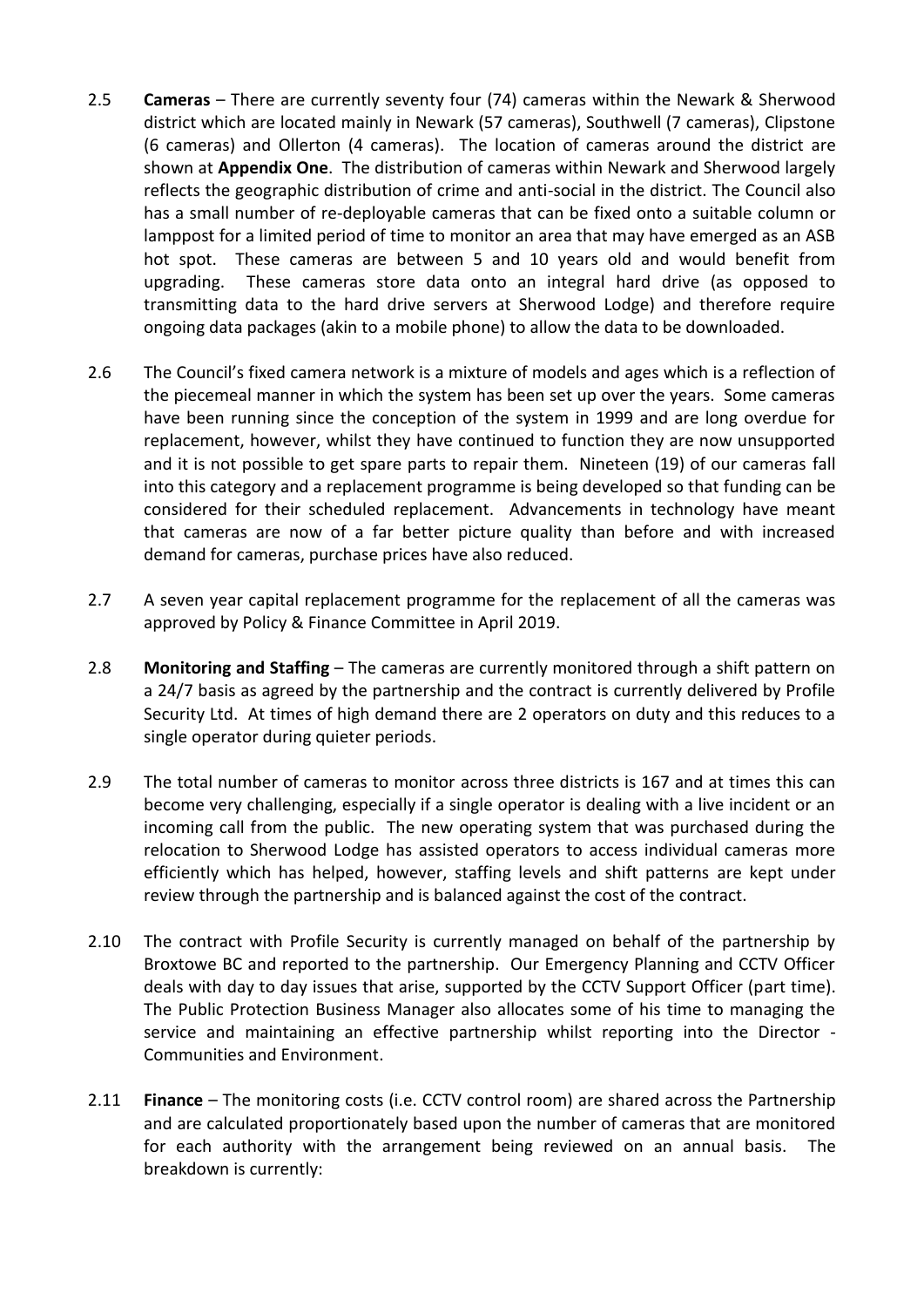2.5 **Cameras** – There are currently seventy four (74) cameras within the Newark & Sherwood district which are located mainly in Newark (57 cameras), Southwell (7 cameras), Clipstone (6 cameras) and Ollerton (4 cameras). The location of cameras around the district are shown at **Appendix One**. The distribution of cameras within Newark and Sherwood largely reflects the geographic distribution of crime and anti-social in the district. The Council also has a small number of re-deployable cameras that can be fixed onto a suitable column or lamppost for a limited period of time to monitor an area that may have emerged as an ASB hot spot. These cameras are between 5 and 10 years old and would benefit from upgrading. These cameras store data onto an integral hard drive (as opposed to transmitting data to the hard drive servers at Sherwood Lodge) and therefore require ongoing data packages (akin to a mobile phone) to allow the data to be downloaded.

2.6 The Council's fixed camera network is a mixture of models and ages which is a reflection of the piecemeal manner in which the system has been set up over the years. Some cameras have been running since the conception of the system in 1999 and are long overdue for replacement, however, whilst they have continued to function they are now unsupported and it is not possible to get spare parts to repair them. Nineteen (19) of our cameras fall into this category and a replacement programme is being developed so that funding can be considered for their scheduled replacement. Advancements in technology have meant that cameras are now of a far better picture quality than before and with increased demand for cameras, purchase prices have also reduced.

2.7 A seven year capital replacement programme for the replacement of all the cameras was approved by Policy & Finance Committee in April 2019.

2.8 **Monitoring and Staffing** – The cameras are currently monitored through a shift pattern on a 24/7 basis as agreed by the partnership and the contract is currently delivered by Profile Security Ltd. At times of high demand there are 2 operators on duty and this reduces to a single operator during quieter periods.

2.9 The total number of cameras to monitor across three districts is 167 and at times this can become very challenging, especially if a single operator is dealing with a live incident or an incoming call from the public. The new operating system that was purchased during the relocation to Sherwood Lodge has assisted operators to access individual cameras more efficiently which has helped, however, staffing levels and shift patterns are kept under review through the partnership and is balanced against the cost of the contract.

2.10 The contract with Profile Security is currently managed on behalf of the partnership by Broxtowe BC and reported to the partnership. Our Emergency Planning and CCTV Officer deals with day to day issues that arise, supported by the CCTV Support Officer (part time). The Public Protection Business Manager also allocates some of his time to managing the service and maintaining an effective partnership whilst reporting into the Director - Communities and Environment.

2.11 **Finance** – The monitoring costs (i.e. CCTV control room) are shared across the Partnership and are calculated proportionately based upon the number of cameras that are monitored for each authority with the arrangement being reviewed on an annual basis. The breakdown is currently: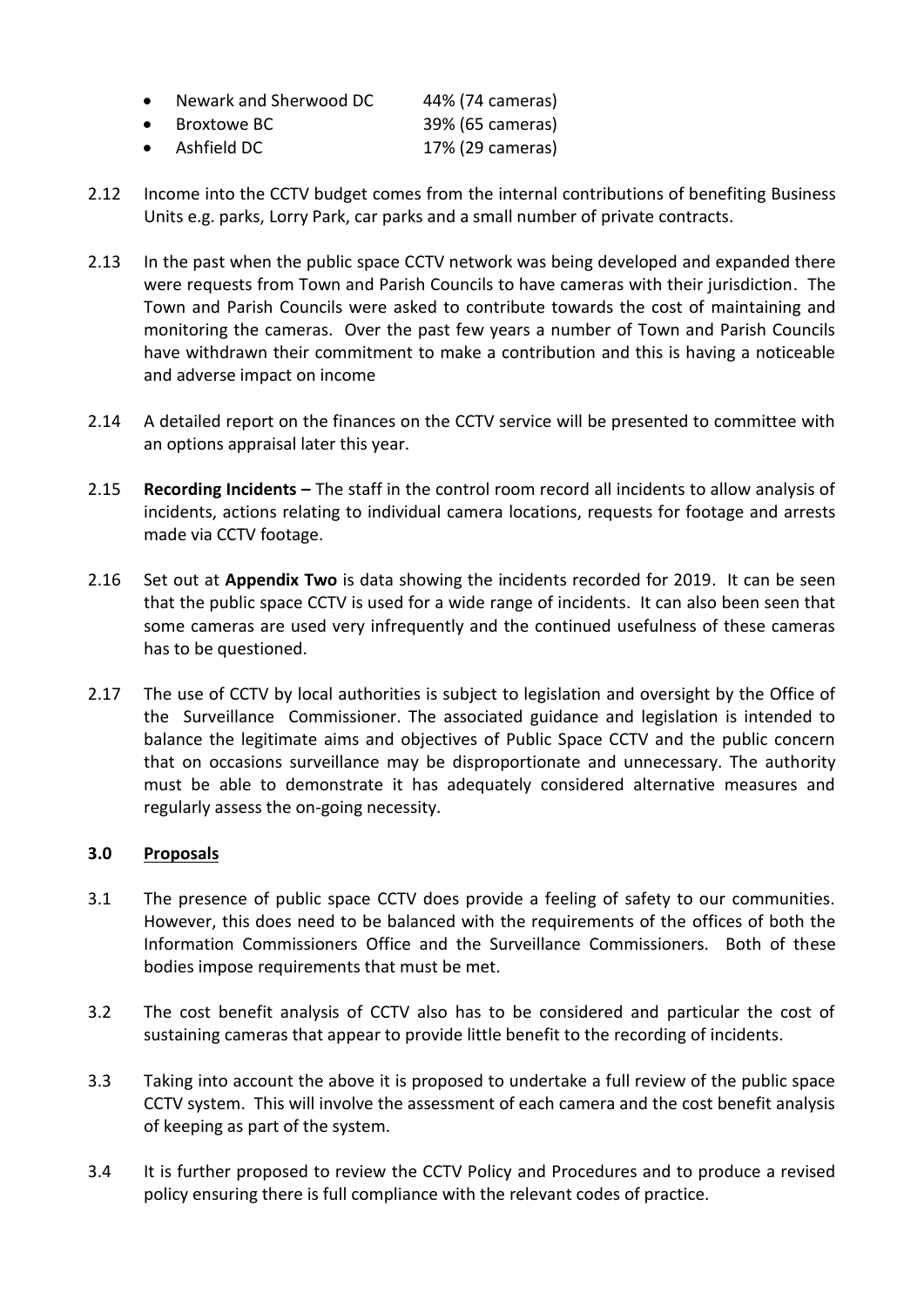- Newark and Sherwood DC 44% (74 cameras)
- Broxtowe BC 39% (65 cameras)
- Ashfield DC 17% (29 cameras)

2.12 Income into the CCTV budget comes from the internal contributions of benefiting Business Units e.g. parks, Lorry Park, car parks and a small number of private contracts.

2.13 In the past when the public space CCTV network was being developed and expanded there were requests from Town and Parish Councils to have cameras with their jurisdiction. The Town and Parish Councils were asked to contribute towards the cost of maintaining and monitoring the cameras. Over the past few years a number of Town and Parish Councils have withdrawn their commitment to make a contribution and this is having a noticeable and adverse impact on income

2.14 A detailed report on the finances on the CCTV service will be presented to committee with an options appraisal later this year.

2.15 **Recording Incidents –** The staff in the control room record all incidents to allow analysis of incidents, actions relating to individual camera locations, requests for footage and arrests made via CCTV footage.

2.16 Set out at **Appendix Two** is data showing the incidents recorded for 2019. It can be seen that the public space CCTV is used for a wide range of incidents. It can also been seen that some cameras are used very infrequently and the continued usefulness of these cameras has to be questioned.

2.17 The use of CCTV by local authorities is subject to legislation and oversight by the Office of the Surveillance Commissioner. The associated guidance and legislation is intended to balance the legitimate aims and objectives of Public Space CCTV and the public concern that on occasions surveillance may be disproportionate and unnecessary. The authority must be able to demonstrate it has adequately considered alternative measures and regularly assess the on-going necessity.

## 3.0 Proposals

3.1 The presence of public space CCTV does provide a feeling of safety to our communities. However, this does need to be balanced with the requirements of the offices of both the Information Commissioners Office and the Surveillance Commissioners. Both of these bodies impose requirements that must be met.

3.2 The cost benefit analysis of CCTV also has to be considered and particular the cost of sustaining cameras that appear to provide little benefit to the recording of incidents.

3.3 Taking into account the above it is proposed to undertake a full review of the public space CCTV system. This will involve the assessment of each camera and the cost benefit analysis of keeping as part of the system.

3.4 It is further proposed to review the CCTV Policy and Procedures and to produce a revised policy ensuring there is full compliance with the relevant codes of practice.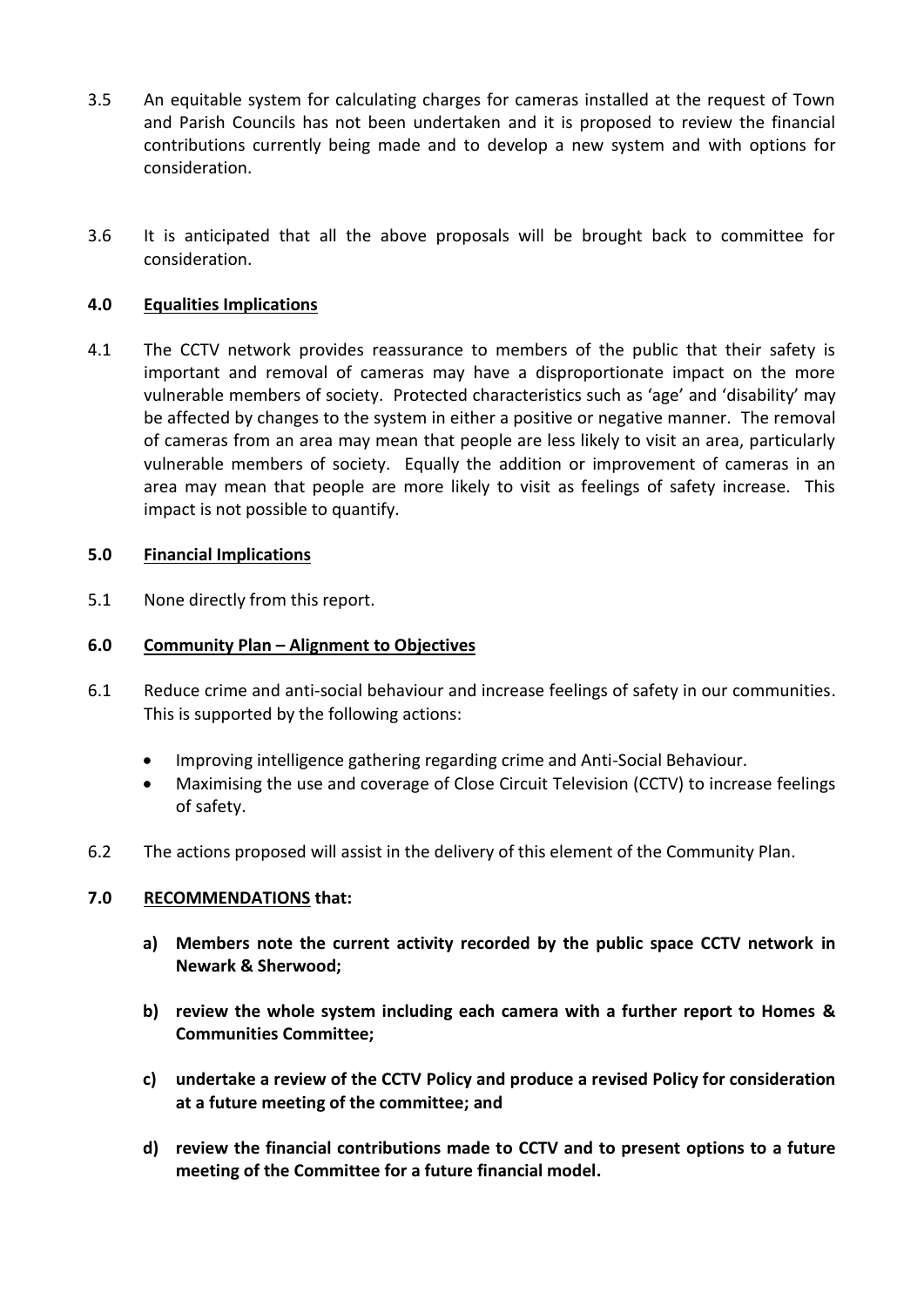3.5 An equitable system for calculating charges for cameras installed at the request of Town and Parish Councils has not been undertaken and it is proposed to review the financial contributions currently being made and to develop a new system and with options for consideration.

3.6 It is anticipated that all the above proposals will be brought back to committee for consideration.

## 4.0 Equalities Implications

4.1 The CCTV network provides reassurance to members of the public that their safety is important and removal of cameras may have a disproportionate impact on the more vulnerable members of society. Protected characteristics such as 'age' and 'disability' may be affected by changes to the system in either a positive or negative manner. The removal of cameras from an area may mean that people are less likely to visit an area, particularly vulnerable members of society. Equally the addition or improvement of cameras in an area may mean that people are more likely to visit as feelings of safety increase. This impact is not possible to quantify.

## 5.0 Financial Implications

5.1 None directly from this report.

## 6.0 Community Plan – Alignment to Objectives

6.1 Reduce crime and anti-social behaviour and increase feelings of safety in our communities. This is supported by the following actions:

- Improving intelligence gathering regarding crime and Anti-Social Behaviour.
- Maximising the use and coverage of Close Circuit Television (CCTV) to increase feelings of safety.

6.2 The actions proposed will assist in the delivery of this element of the Community Plan.

## 7.0 RECOMMENDATIONS that:

**a) Members note the current activity recorded by the public space CCTV network in Newark & Sherwood;**

**b) review the whole system including each camera with a further report to Homes & Communities Committee;**

**c) undertake a review of the CCTV Policy and produce a revised Policy for consideration at a future meeting of the committee; and**

**d) review the financial contributions made to CCTV and to present options to a future meeting of the Committee for a future financial model.**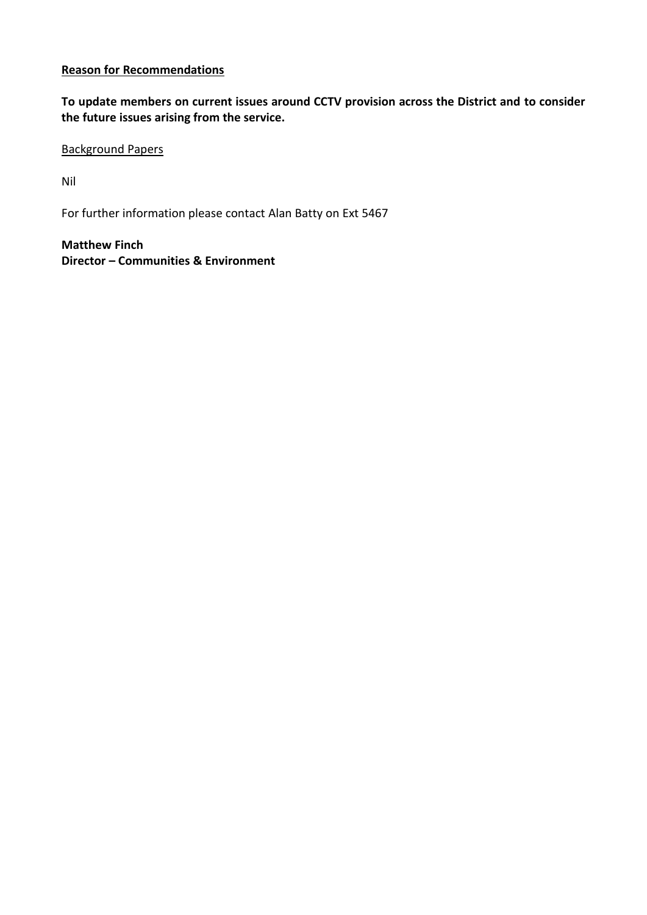**Reason for Recommendations**

**To update members on current issues around CCTV provision across the District and to consider the future issues arising from the service.**

Background Papers

Nil

For further information please contact Alan Batty on Ext 5467

**Matthew Finch**
**Director – Communities & Environment**